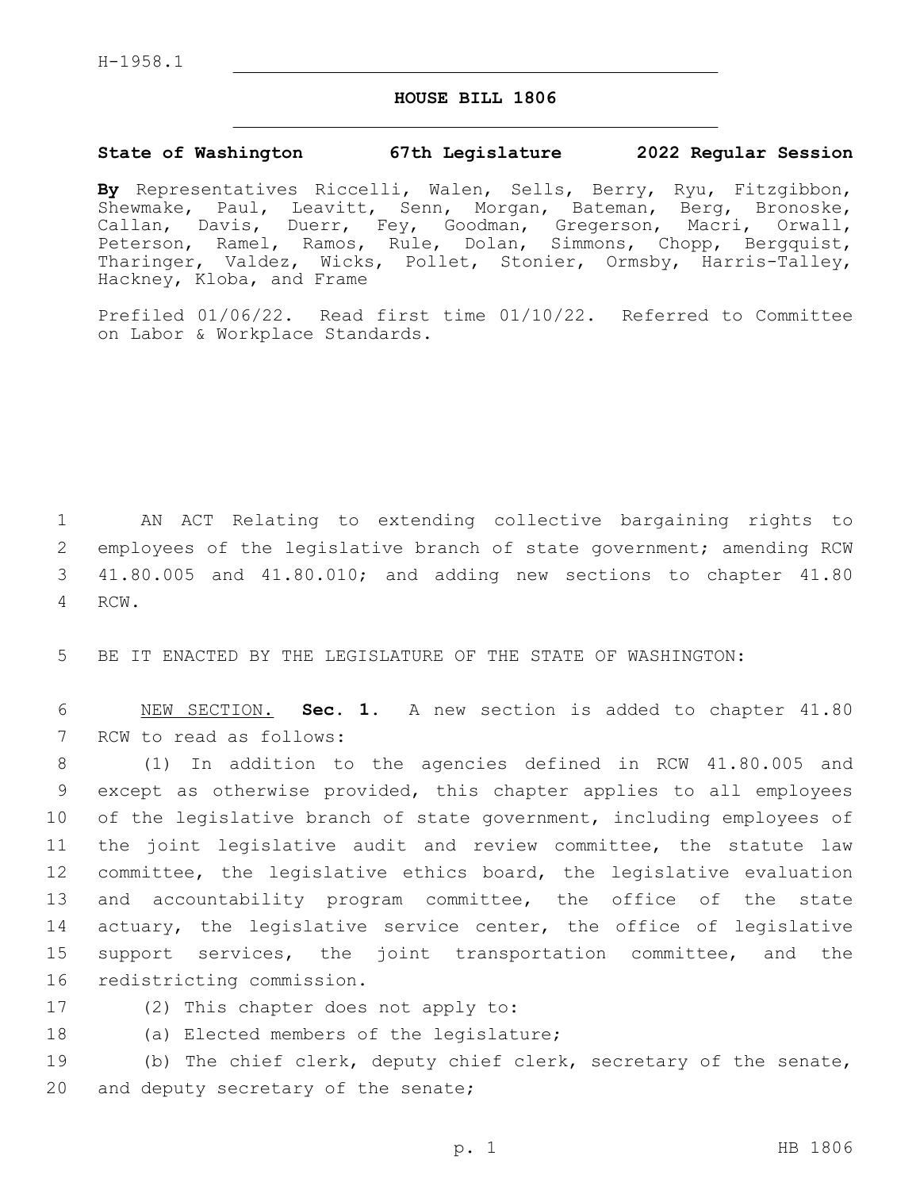H-1958.1

# HOUSE BILL 1806

**State of Washington 67th Legislature 2022 Regular Session**

**By** Representatives Riccelli, Walen, Sells, Berry, Ryu, Fitzgibbon, Shewmake, Paul, Leavitt, Senn, Morgan, Bateman, Berg, Bronoske, Callan, Davis, Duerr, Fey, Goodman, Gregerson, Macri, Orwall, Peterson, Ramel, Ramos, Rule, Dolan, Simmons, Chopp, Bergquist, Tharinger, Valdez, Wicks, Pollet, Stonier, Ormsby, Harris-Talley, Hackney, Kloba, and Frame

Prefiled 01/06/22. Read first time 01/10/22. Referred to Committee on Labor & Workplace Standards.

AN ACT Relating to extending collective bargaining rights to employees of the legislative branch of state government; amending RCW 41.80.005 and 41.80.010; and adding new sections to chapter 41.80 RCW.

BE IT ENACTED BY THE LEGISLATURE OF THE STATE OF WASHINGTON:

NEW SECTION. **Sec. 1.** A new section is added to chapter 41.80 RCW to read as follows:

(1) In addition to the agencies defined in RCW 41.80.005 and except as otherwise provided, this chapter applies to all employees of the legislative branch of state government, including employees of the joint legislative audit and review committee, the statute law committee, the legislative ethics board, the legislative evaluation and accountability program committee, the office of the state actuary, the legislative service center, the office of legislative support services, the joint transportation committee, and the redistricting commission.

(2) This chapter does not apply to:

(a) Elected members of the legislature;

(b) The chief clerk, deputy chief clerk, secretary of the senate, and deputy secretary of the senate;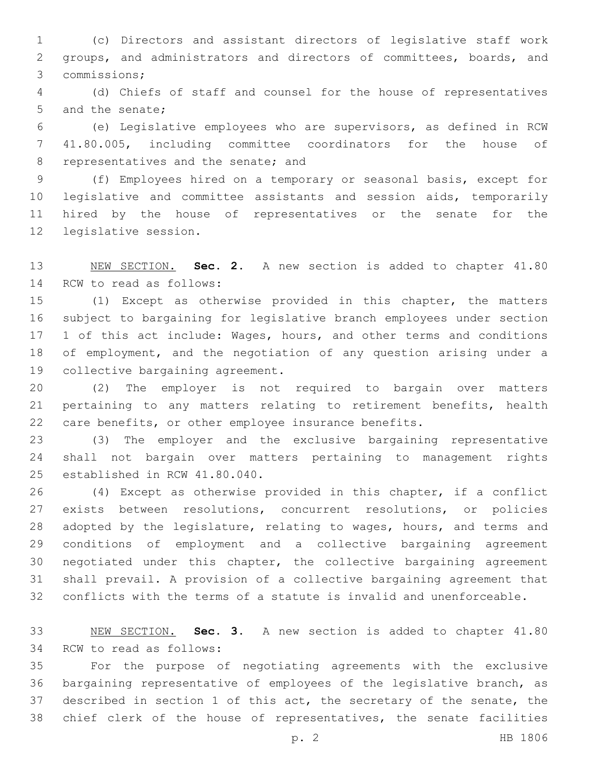(c) Directors and assistant directors of legislative staff work groups, and administrators and directors of committees, boards, and commissions;

(d) Chiefs of staff and counsel for the house of representatives and the senate;

(e) Legislative employees who are supervisors, as defined in RCW 41.80.005, including committee coordinators for the house of representatives and the senate; and

(f) Employees hired on a temporary or seasonal basis, except for legislative and committee assistants and session aids, temporarily hired by the house of representatives or the senate for the legislative session.

NEW SECTION. **Sec. 2.** A new section is added to chapter 41.80 RCW to read as follows:

(1) Except as otherwise provided in this chapter, the matters subject to bargaining for legislative branch employees under section 1 of this act include: Wages, hours, and other terms and conditions of employment, and the negotiation of any question arising under a collective bargaining agreement.

(2) The employer is not required to bargain over matters pertaining to any matters relating to retirement benefits, health care benefits, or other employee insurance benefits.

(3) The employer and the exclusive bargaining representative shall not bargain over matters pertaining to management rights established in RCW 41.80.040.

(4) Except as otherwise provided in this chapter, if a conflict exists between resolutions, concurrent resolutions, or policies adopted by the legislature, relating to wages, hours, and terms and conditions of employment and a collective bargaining agreement negotiated under this chapter, the collective bargaining agreement shall prevail. A provision of a collective bargaining agreement that conflicts with the terms of a statute is invalid and unenforceable.

NEW SECTION. **Sec. 3.** A new section is added to chapter 41.80 RCW to read as follows:

For the purpose of negotiating agreements with the exclusive bargaining representative of employees of the legislative branch, as described in section 1 of this act, the secretary of the senate, the chief clerk of the house of representatives, the senate facilities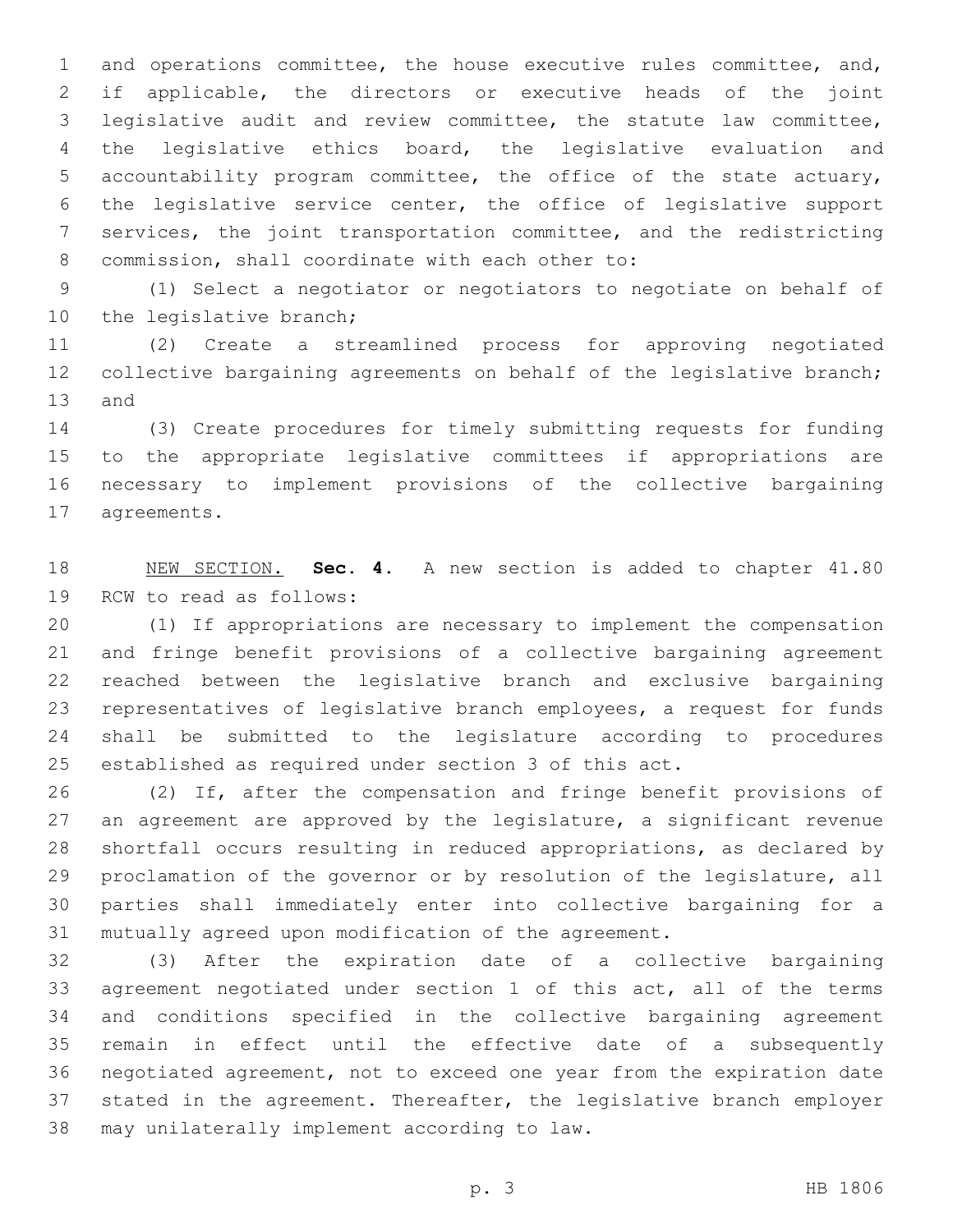and operations committee, the house executive rules committee, and, if applicable, the directors or executive heads of the joint legislative audit and review committee, the statute law committee, the legislative ethics board, the legislative evaluation and accountability program committee, the office of the state actuary, the legislative service center, the office of legislative support services, the joint transportation committee, and the redistricting commission, shall coordinate with each other to:

(1) Select a negotiator or negotiators to negotiate on behalf of the legislative branch;

(2) Create a streamlined process for approving negotiated collective bargaining agreements on behalf of the legislative branch; and

(3) Create procedures for timely submitting requests for funding to the appropriate legislative committees if appropriations are necessary to implement provisions of the collective bargaining agreements.

NEW SECTION. **Sec. 4.** A new section is added to chapter 41.80 RCW to read as follows:

(1) If appropriations are necessary to implement the compensation and fringe benefit provisions of a collective bargaining agreement reached between the legislative branch and exclusive bargaining representatives of legislative branch employees, a request for funds shall be submitted to the legislature according to procedures established as required under section 3 of this act.

(2) If, after the compensation and fringe benefit provisions of an agreement are approved by the legislature, a significant revenue shortfall occurs resulting in reduced appropriations, as declared by proclamation of the governor or by resolution of the legislature, all parties shall immediately enter into collective bargaining for a mutually agreed upon modification of the agreement.

(3) After the expiration date of a collective bargaining agreement negotiated under section 1 of this act, all of the terms and conditions specified in the collective bargaining agreement remain in effect until the effective date of a subsequently negotiated agreement, not to exceed one year from the expiration date stated in the agreement. Thereafter, the legislative branch employer may unilaterally implement according to law.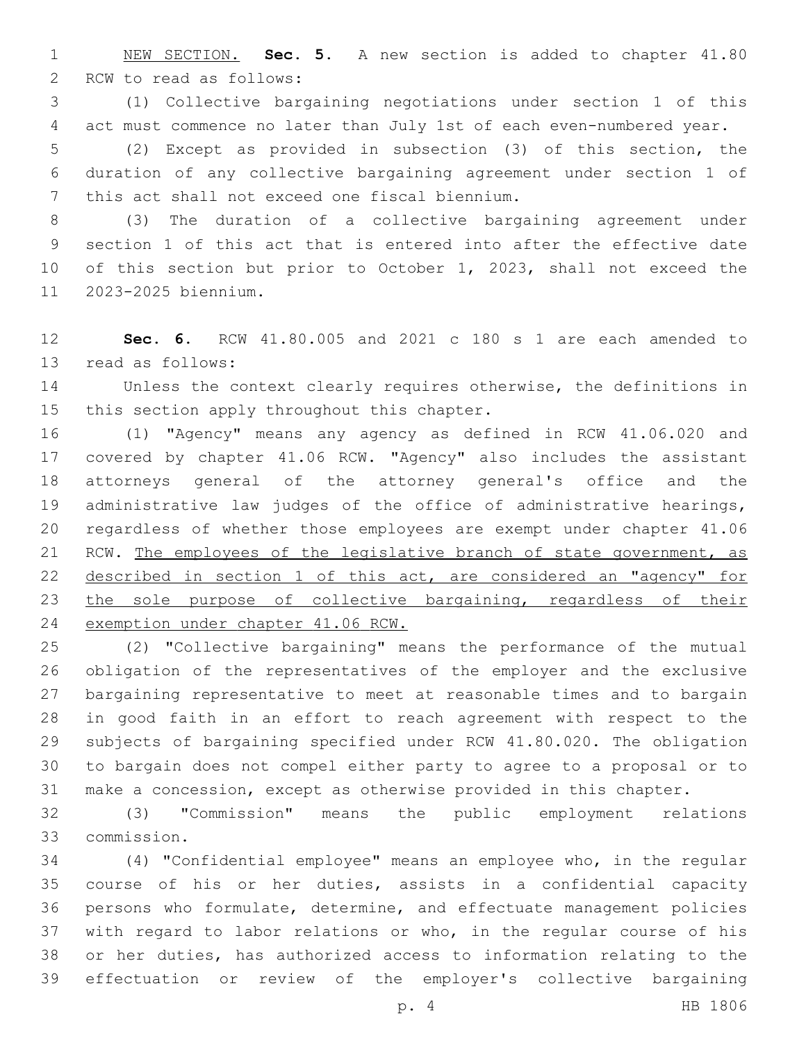<u>NEW SECTION.</u> **Sec. 5.** A new section is added to chapter 41.80 RCW to read as follows:

(1) Collective bargaining negotiations under section 1 of this act must commence no later than July 1st of each even-numbered year.

(2) Except as provided in subsection (3) of this section, the duration of any collective bargaining agreement under section 1 of this act shall not exceed one fiscal biennium.

(3) The duration of a collective bargaining agreement under section 1 of this act that is entered into after the effective date of this section but prior to October 1, 2023, shall not exceed the 2023-2025 biennium.

**Sec. 6.** RCW 41.80.005 and 2021 c 180 s 1 are each amended to read as follows:

Unless the context clearly requires otherwise, the definitions in this section apply throughout this chapter.

(1) "Agency" means any agency as defined in RCW 41.06.020 and covered by chapter 41.06 RCW. "Agency" also includes the assistant attorneys general of the attorney general's office and the administrative law judges of the office of administrative hearings, regardless of whether those employees are exempt under chapter 41.06 RCW. <u>The employees of the legislative branch of state government, as described in section 1 of this act, are considered an "agency" for the sole purpose of collective bargaining, regardless of their exemption under chapter 41.06 RCW.</u>

(2) "Collective bargaining" means the performance of the mutual obligation of the representatives of the employer and the exclusive bargaining representative to meet at reasonable times and to bargain in good faith in an effort to reach agreement with respect to the subjects of bargaining specified under RCW 41.80.020. The obligation to bargain does not compel either party to agree to a proposal or to make a concession, except as otherwise provided in this chapter.

(3) "Commission" means the public employment relations commission.

(4) "Confidential employee" means an employee who, in the regular course of his or her duties, assists in a confidential capacity persons who formulate, determine, and effectuate management policies with regard to labor relations or who, in the regular course of his or her duties, has authorized access to information relating to the effectuation or review of the employer's collective bargaining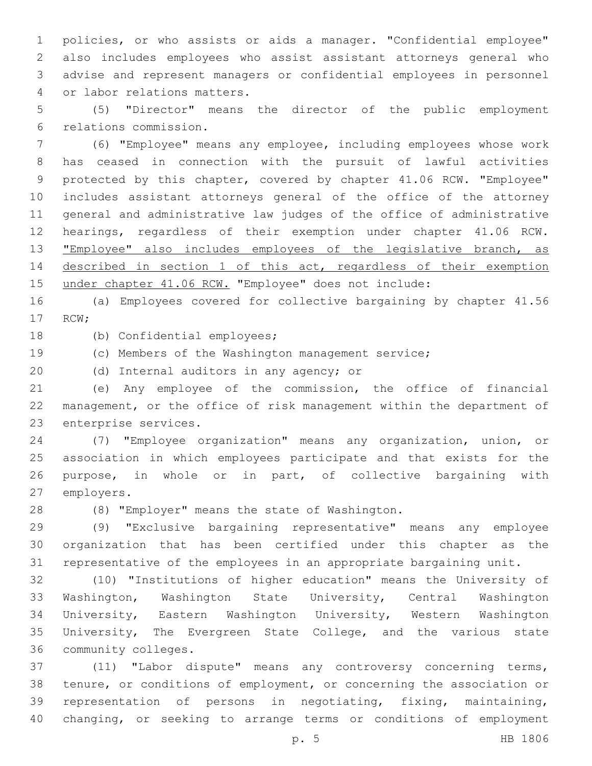policies, or who assists or aids a manager. "Confidential employee" also includes employees who assist assistant attorneys general who advise and represent managers or confidential employees in personnel or labor relations matters.

(5) "Director" means the director of the public employment relations commission.

(6) "Employee" means any employee, including employees whose work has ceased in connection with the pursuit of lawful activities protected by this chapter, covered by chapter 41.06 RCW. "Employee" includes assistant attorneys general of the office of the attorney general and administrative law judges of the office of administrative hearings, regardless of their exemption under chapter 41.06 RCW. <u>"Employee" also includes employees of the legislative branch, as described in section 1 of this act, regardless of their exemption under chapter 41.06 RCW.</u> "Employee" does not include:

(a) Employees covered for collective bargaining by chapter 41.56 RCW;

(b) Confidential employees;

(c) Members of the Washington management service;

(d) Internal auditors in any agency; or

(e) Any employee of the commission, the office of financial management, or the office of risk management within the department of enterprise services.

(7) "Employee organization" means any organization, union, or association in which employees participate and that exists for the purpose, in whole or in part, of collective bargaining with employers.

(8) "Employer" means the state of Washington.

(9) "Exclusive bargaining representative" means any employee organization that has been certified under this chapter as the representative of the employees in an appropriate bargaining unit.

(10) "Institutions of higher education" means the University of Washington, Washington State University, Central Washington University, Eastern Washington University, Western Washington University, The Evergreen State College, and the various state community colleges.

(11) "Labor dispute" means any controversy concerning terms, tenure, or conditions of employment, or concerning the association or representation of persons in negotiating, fixing, maintaining, changing, or seeking to arrange terms or conditions of employment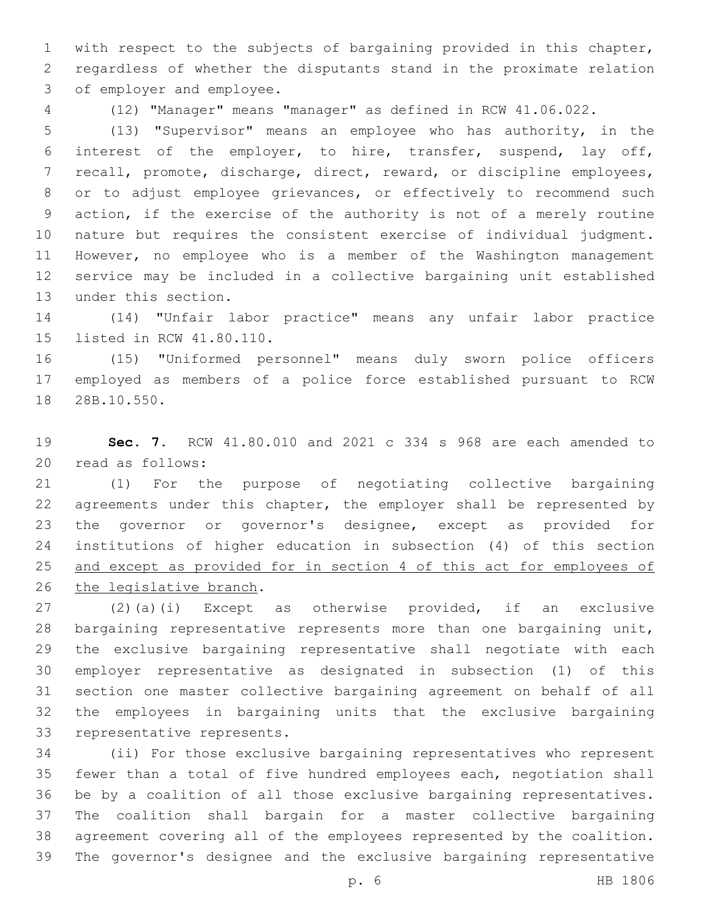with respect to the subjects of bargaining provided in this chapter, regardless of whether the disputants stand in the proximate relation of employer and employee.

(12) "Manager" means "manager" as defined in RCW 41.06.022.

(13) "Supervisor" means an employee who has authority, in the interest of the employer, to hire, transfer, suspend, lay off, recall, promote, discharge, direct, reward, or discipline employees, or to adjust employee grievances, or effectively to recommend such action, if the exercise of the authority is not of a merely routine nature but requires the consistent exercise of individual judgment. However, no employee who is a member of the Washington management service may be included in a collective bargaining unit established under this section.

(14) "Unfair labor practice" means any unfair labor practice listed in RCW 41.80.110.

(15) "Uniformed personnel" means duly sworn police officers employed as members of a police force established pursuant to RCW 28B.10.550.

**Sec. 7.** RCW 41.80.010 and 2021 c 334 s 968 are each amended to read as follows:

(1) For the purpose of negotiating collective bargaining agreements under this chapter, the employer shall be represented by the governor or governor's designee, except as provided for institutions of higher education in subsection (4) of this section <u>and except as provided for in section 4 of this act for employees of the legislative branch</u>.

(2)(a)(i) Except as otherwise provided, if an exclusive bargaining representative represents more than one bargaining unit, the exclusive bargaining representative shall negotiate with each employer representative as designated in subsection (1) of this section one master collective bargaining agreement on behalf of all the employees in bargaining units that the exclusive bargaining representative represents.

(ii) For those exclusive bargaining representatives who represent fewer than a total of five hundred employees each, negotiation shall be by a coalition of all those exclusive bargaining representatives. The coalition shall bargain for a master collective bargaining agreement covering all of the employees represented by the coalition. The governor's designee and the exclusive bargaining representative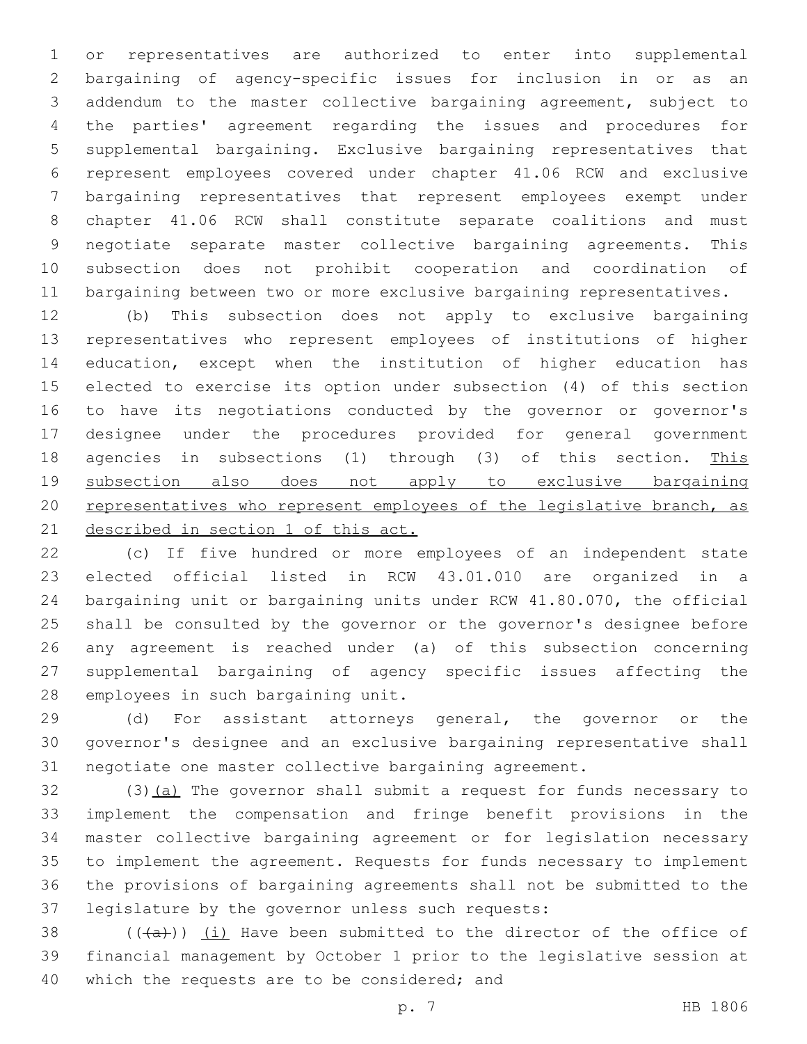or representatives are authorized to enter into supplemental bargaining of agency-specific issues for inclusion in or as an addendum to the master collective bargaining agreement, subject to the parties' agreement regarding the issues and procedures for supplemental bargaining. Exclusive bargaining representatives that represent employees covered under chapter 41.06 RCW and exclusive bargaining representatives that represent employees exempt under chapter 41.06 RCW shall constitute separate coalitions and must negotiate separate master collective bargaining agreements. This subsection does not prohibit cooperation and coordination of bargaining between two or more exclusive bargaining representatives.

(b) This subsection does not apply to exclusive bargaining representatives who represent employees of institutions of higher education, except when the institution of higher education has elected to exercise its option under subsection (4) of this section to have its negotiations conducted by the governor or governor's designee under the procedures provided for general government agencies in subsections (1) through (3) of this section. <u>This subsection also does not apply to exclusive bargaining representatives who represent employees of the legislative branch, as described in section 1 of this act.</u>

(c) If five hundred or more employees of an independent state elected official listed in RCW 43.01.010 are organized in a bargaining unit or bargaining units under RCW 41.80.070, the official shall be consulted by the governor or the governor's designee before any agreement is reached under (a) of this subsection concerning supplemental bargaining of agency specific issues affecting the employees in such bargaining unit.

(d) For assistant attorneys general, the governor or the governor's designee and an exclusive bargaining representative shall negotiate one master collective bargaining agreement.

(3)<u>(a)</u> The governor shall submit a request for funds necessary to implement the compensation and fringe benefit provisions in the master collective bargaining agreement or for legislation necessary to implement the agreement. Requests for funds necessary to implement the provisions of bargaining agreements shall not be submitted to the legislature by the governor unless such requests:

((~~(a)~~)) <u>(i)</u> Have been submitted to the director of the office of financial management by October 1 prior to the legislative session at which the requests are to be considered; and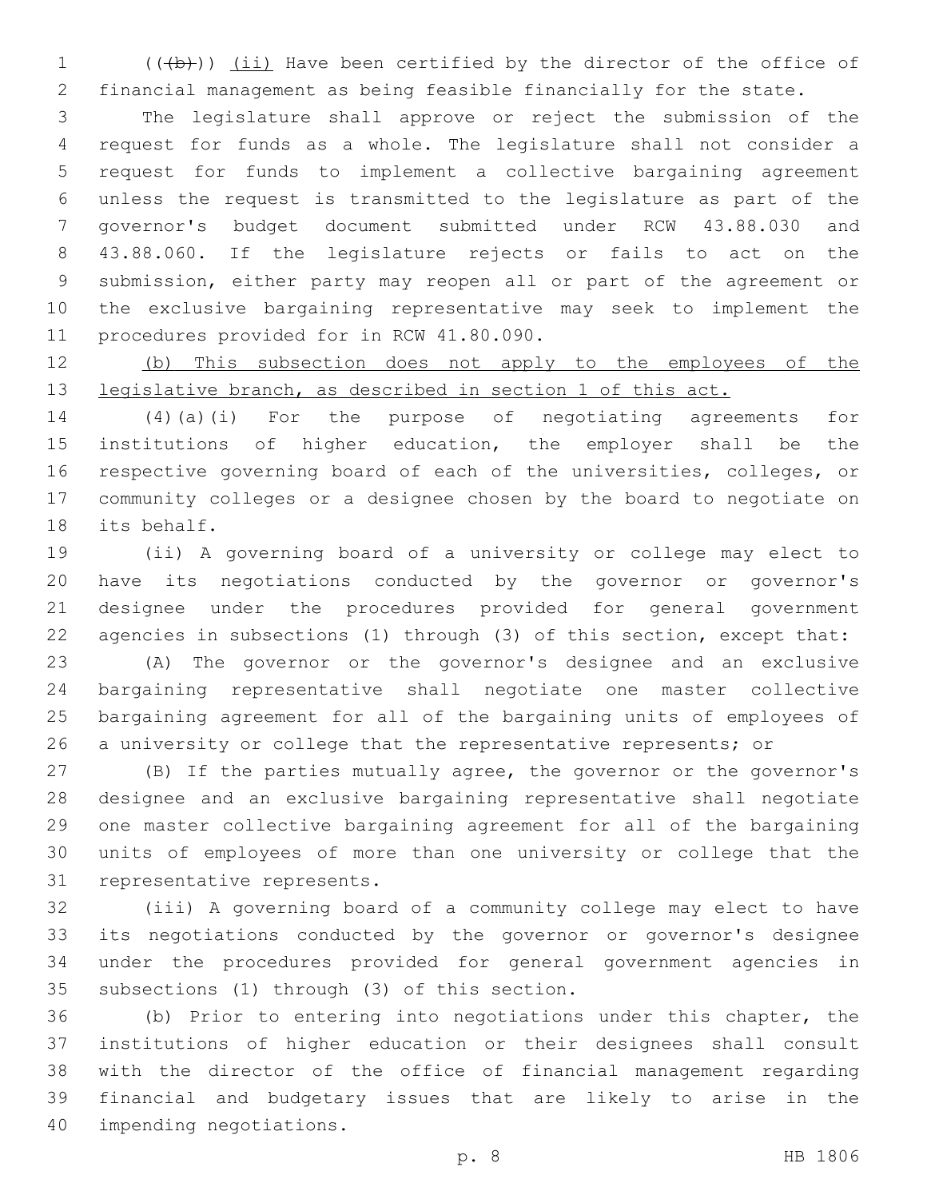((~~(b)~~)) <u>(ii)</u> Have been certified by the director of the office of financial management as being feasible financially for the state.

The legislature shall approve or reject the submission of the request for funds as a whole. The legislature shall not consider a request for funds to implement a collective bargaining agreement unless the request is transmitted to the legislature as part of the governor's budget document submitted under RCW 43.88.030 and 43.88.060. If the legislature rejects or fails to act on the submission, either party may reopen all or part of the agreement or the exclusive bargaining representative may seek to implement the procedures provided for in RCW 41.80.090.

<u>(b) This subsection does not apply to the employees of the legislative branch, as described in section 1 of this act.</u>

(4)(a)(i) For the purpose of negotiating agreements for institutions of higher education, the employer shall be the respective governing board of each of the universities, colleges, or community colleges or a designee chosen by the board to negotiate on its behalf.

(ii) A governing board of a university or college may elect to have its negotiations conducted by the governor or governor's designee under the procedures provided for general government agencies in subsections (1) through (3) of this section, except that:

(A) The governor or the governor's designee and an exclusive bargaining representative shall negotiate one master collective bargaining agreement for all of the bargaining units of employees of a university or college that the representative represents; or

(B) If the parties mutually agree, the governor or the governor's designee and an exclusive bargaining representative shall negotiate one master collective bargaining agreement for all of the bargaining units of employees of more than one university or college that the representative represents.

(iii) A governing board of a community college may elect to have its negotiations conducted by the governor or governor's designee under the procedures provided for general government agencies in subsections (1) through (3) of this section.

(b) Prior to entering into negotiations under this chapter, the institutions of higher education or their designees shall consult with the director of the office of financial management regarding financial and budgetary issues that are likely to arise in the impending negotiations.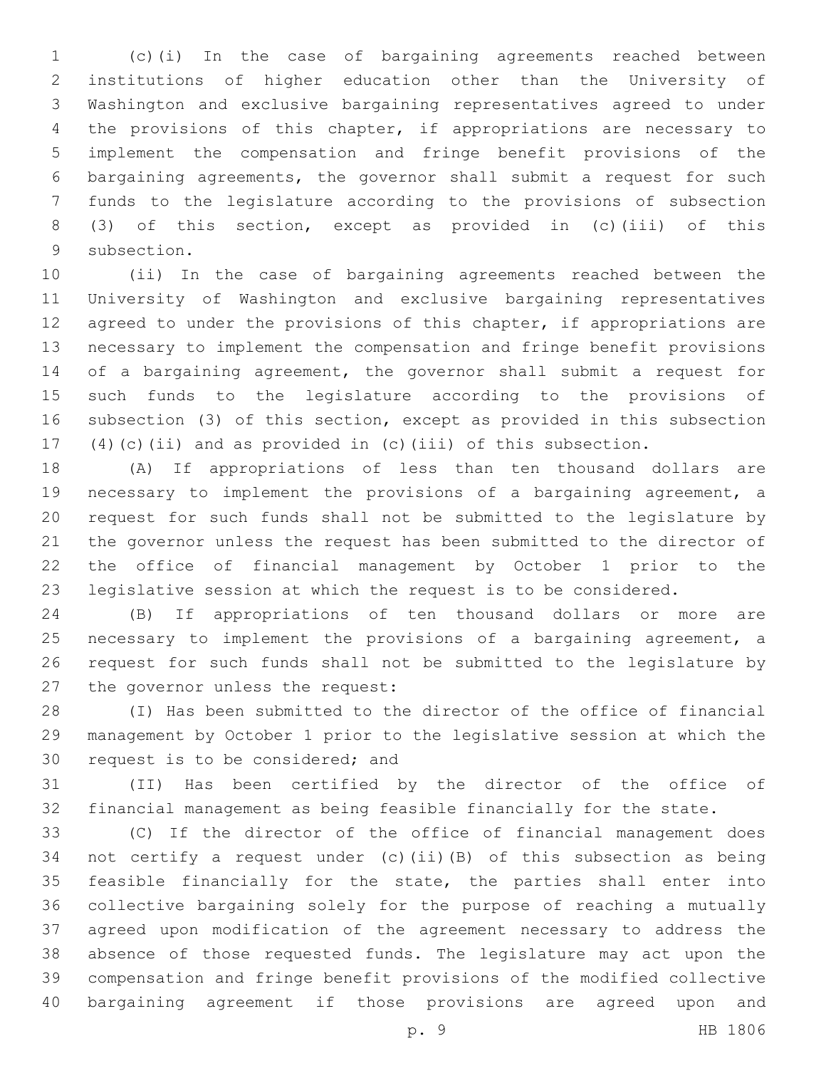(c)(i) In the case of bargaining agreements reached between institutions of higher education other than the University of Washington and exclusive bargaining representatives agreed to under the provisions of this chapter, if appropriations are necessary to implement the compensation and fringe benefit provisions of the bargaining agreements, the governor shall submit a request for such funds to the legislature according to the provisions of subsection (3) of this section, except as provided in (c)(iii) of this subsection.

(ii) In the case of bargaining agreements reached between the University of Washington and exclusive bargaining representatives agreed to under the provisions of this chapter, if appropriations are necessary to implement the compensation and fringe benefit provisions of a bargaining agreement, the governor shall submit a request for such funds to the legislature according to the provisions of subsection (3) of this section, except as provided in this subsection (4)(c)(ii) and as provided in (c)(iii) of this subsection.

(A) If appropriations of less than ten thousand dollars are necessary to implement the provisions of a bargaining agreement, a request for such funds shall not be submitted to the legislature by the governor unless the request has been submitted to the director of the office of financial management by October 1 prior to the legislative session at which the request is to be considered.

(B) If appropriations of ten thousand dollars or more are necessary to implement the provisions of a bargaining agreement, a request for such funds shall not be submitted to the legislature by the governor unless the request:

(I) Has been submitted to the director of the office of financial management by October 1 prior to the legislative session at which the request is to be considered; and

(II) Has been certified by the director of the office of financial management as being feasible financially for the state.

(C) If the director of the office of financial management does not certify a request under (c)(ii)(B) of this subsection as being feasible financially for the state, the parties shall enter into collective bargaining solely for the purpose of reaching a mutually agreed upon modification of the agreement necessary to address the absence of those requested funds. The legislature may act upon the compensation and fringe benefit provisions of the modified collective bargaining agreement if those provisions are agreed upon and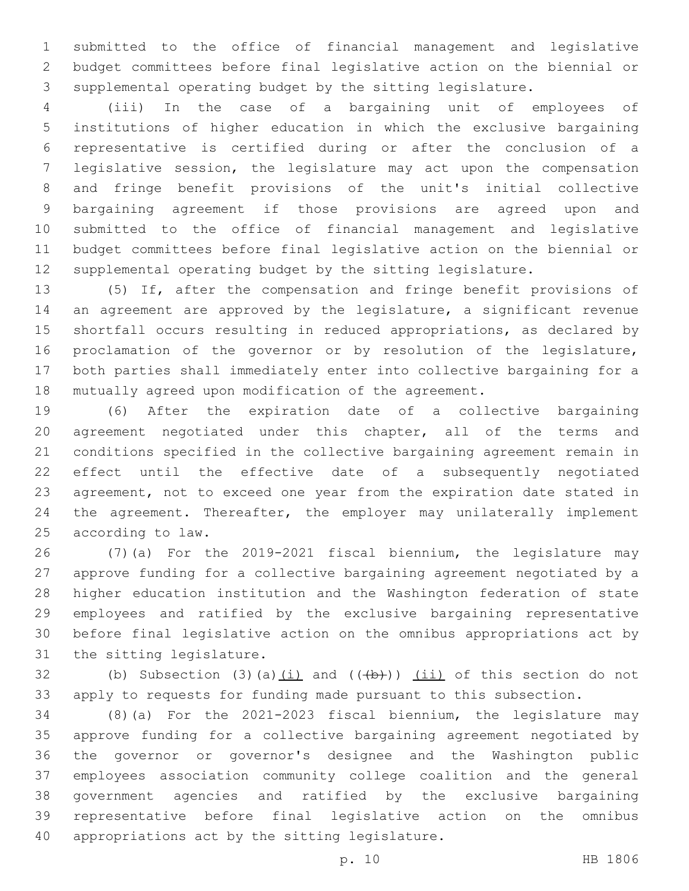submitted to the office of financial management and legislative budget committees before final legislative action on the biennial or supplemental operating budget by the sitting legislature.

(iii) In the case of a bargaining unit of employees of institutions of higher education in which the exclusive bargaining representative is certified during or after the conclusion of a legislative session, the legislature may act upon the compensation and fringe benefit provisions of the unit's initial collective bargaining agreement if those provisions are agreed upon and submitted to the office of financial management and legislative budget committees before final legislative action on the biennial or supplemental operating budget by the sitting legislature.

(5) If, after the compensation and fringe benefit provisions of an agreement are approved by the legislature, a significant revenue shortfall occurs resulting in reduced appropriations, as declared by proclamation of the governor or by resolution of the legislature, both parties shall immediately enter into collective bargaining for a mutually agreed upon modification of the agreement.

(6) After the expiration date of a collective bargaining agreement negotiated under this chapter, all of the terms and conditions specified in the collective bargaining agreement remain in effect until the effective date of a subsequently negotiated agreement, not to exceed one year from the expiration date stated in the agreement. Thereafter, the employer may unilaterally implement according to law.

(7)(a) For the 2019-2021 fiscal biennium, the legislature may approve funding for a collective bargaining agreement negotiated by a higher education institution and the Washington federation of state employees and ratified by the exclusive bargaining representative before final legislative action on the omnibus appropriations act by the sitting legislature.

(b) Subsection (3)(a)<u>(i)</u> and ((~~(b)~~)) <u>(ii)</u> of this section do not apply to requests for funding made pursuant to this subsection.

(8)(a) For the 2021-2023 fiscal biennium, the legislature may approve funding for a collective bargaining agreement negotiated by the governor or governor's designee and the Washington public employees association community college coalition and the general government agencies and ratified by the exclusive bargaining representative before final legislative action on the omnibus appropriations act by the sitting legislature.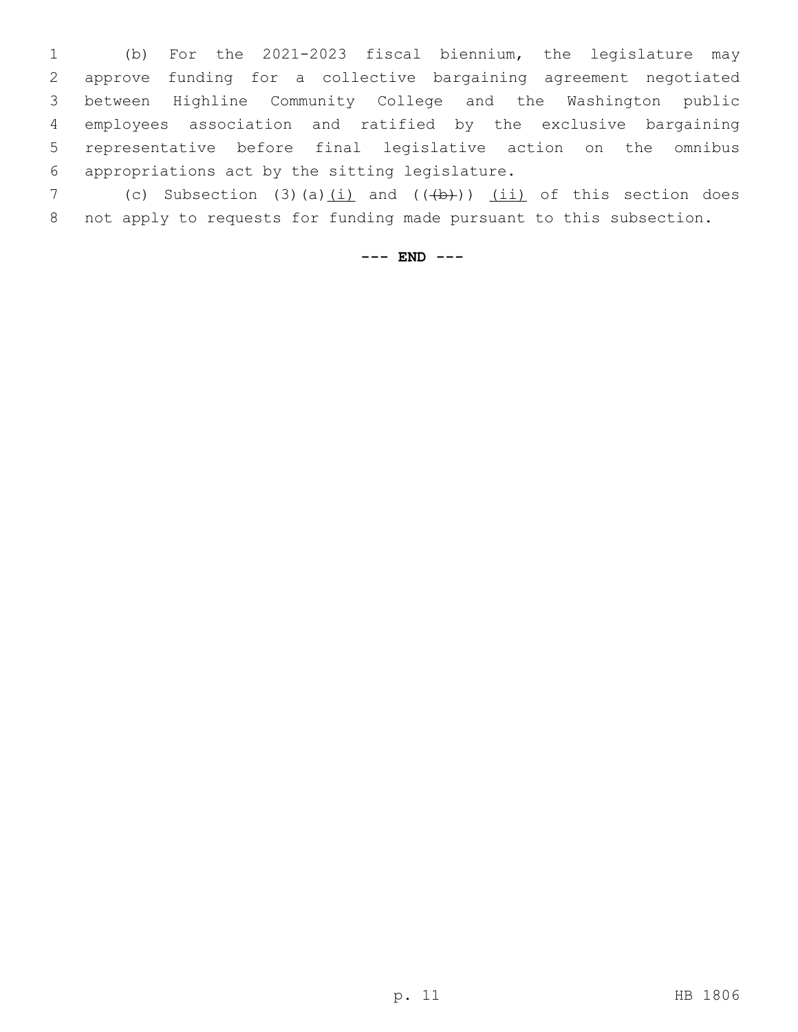(b) For the 2021-2023 fiscal biennium, the legislature may approve funding for a collective bargaining agreement negotiated between Highline Community College and the Washington public employees association and ratified by the exclusive bargaining representative before final legislative action on the omnibus appropriations act by the sitting legislature.

(c) Subsection (3)(a)(i) and ((~~(b)~~)) (ii) of this section does not apply to requests for funding made pursuant to this subsection.

--- END ---